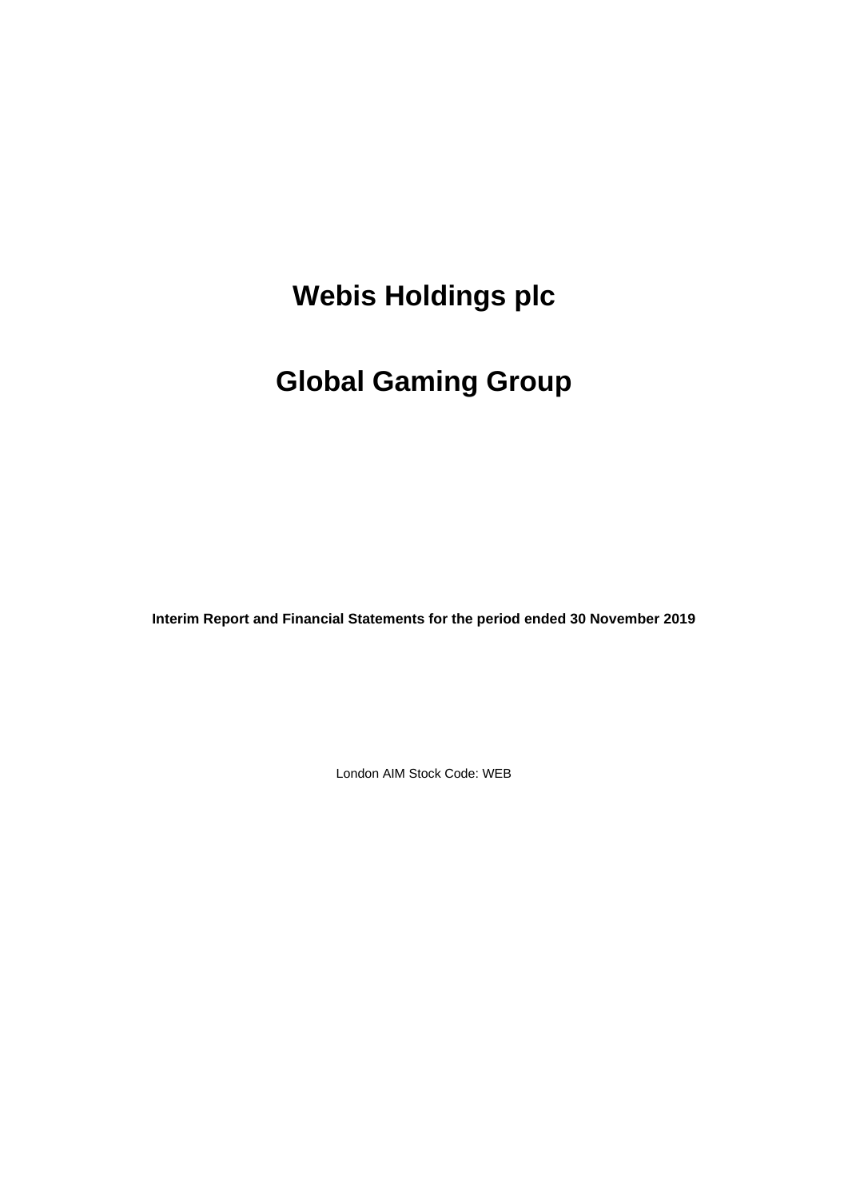# Webis Holdings plc

# Global Gaming Group

**Interim Report and Financial Statements for the period ended 30 November 2019**

London AIM Stock Code: WEB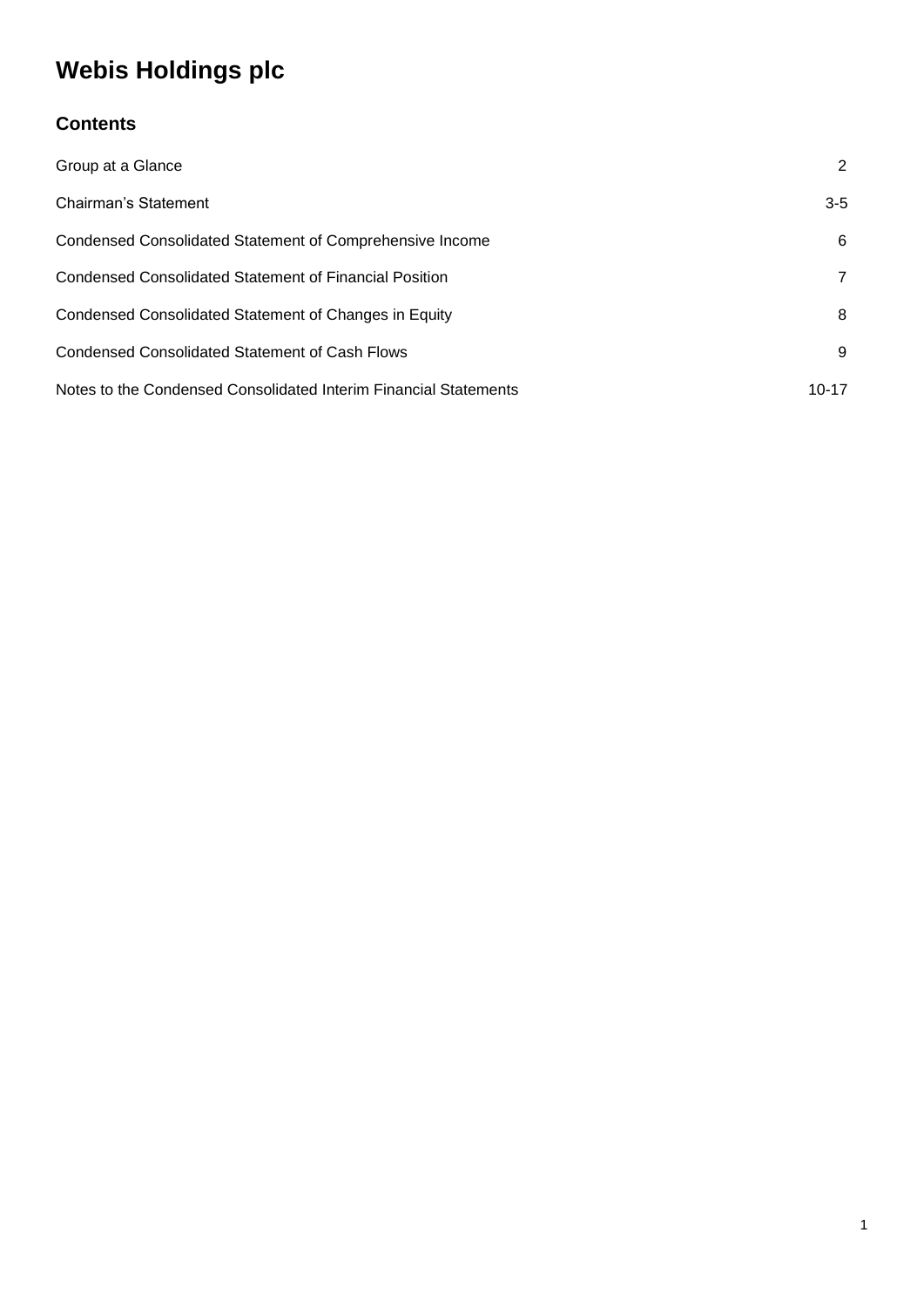# Webis Holdings plc

## Contents

| | |
|---|---|
| Group at a Glance | 2 |
| Chairman's Statement | 3-5 |
| Condensed Consolidated Statement of Comprehensive Income | 6 |
| Condensed Consolidated Statement of Financial Position | 7 |
| Condensed Consolidated Statement of Changes in Equity | 8 |
| Condensed Consolidated Statement of Cash Flows | 9 |
| Notes to the Condensed Consolidated Interim Financial Statements | 10-17 |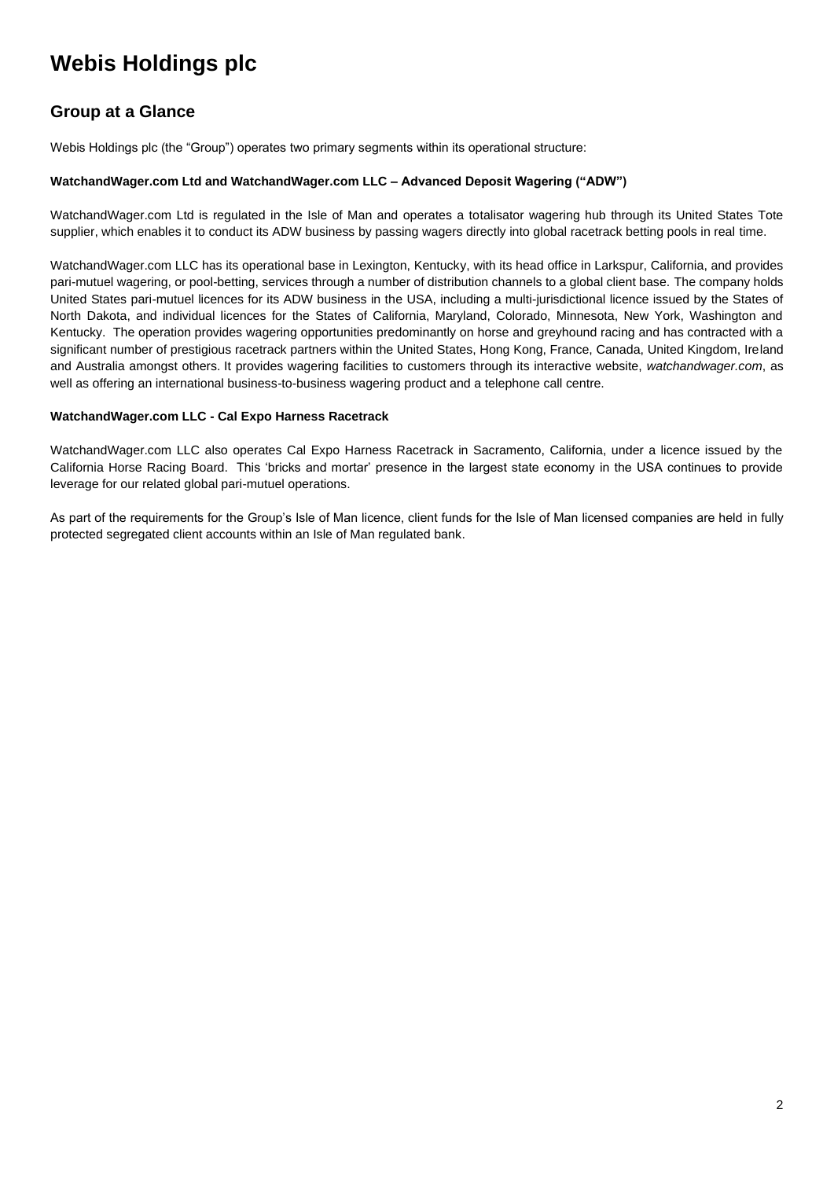# Webis Holdings plc

## Group at a Glance

Webis Holdings plc (the "Group") operates two primary segments within its operational structure:

**WatchandWager.com Ltd and WatchandWager.com LLC – Advanced Deposit Wagering ("ADW")**

WatchandWager.com Ltd is regulated in the Isle of Man and operates a totalisator wagering hub through its United States Tote supplier, which enables it to conduct its ADW business by passing wagers directly into global racetrack betting pools in real time.

WatchandWager.com LLC has its operational base in Lexington, Kentucky, with its head office in Larkspur, California, and provides pari-mutuel wagering, or pool-betting, services through a number of distribution channels to a global client base. The company holds United States pari-mutuel licences for its ADW business in the USA, including a multi-jurisdictional licence issued by the States of North Dakota, and individual licences for the States of California, Maryland, Colorado, Minnesota, New York, Washington and Kentucky. The operation provides wagering opportunities predominantly on horse and greyhound racing and has contracted with a significant number of prestigious racetrack partners within the United States, Hong Kong, France, Canada, United Kingdom, Ireland and Australia amongst others. It provides wagering facilities to customers through its interactive website, *watchandwager.com*, as well as offering an international business-to-business wagering product and a telephone call centre.

**WatchandWager.com LLC - Cal Expo Harness Racetrack**

WatchandWager.com LLC also operates Cal Expo Harness Racetrack in Sacramento, California, under a licence issued by the California Horse Racing Board. This 'bricks and mortar' presence in the largest state economy in the USA continues to provide leverage for our related global pari-mutuel operations.

As part of the requirements for the Group's Isle of Man licence, client funds for the Isle of Man licensed companies are held in fully protected segregated client accounts within an Isle of Man regulated bank.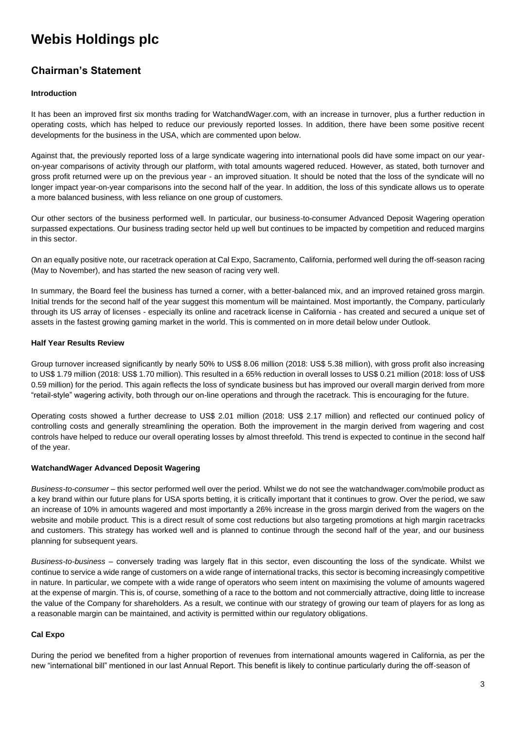# Webis Holdings plc

## Chairman's Statement

### Introduction

It has been an improved first six months trading for WatchandWager.com, with an increase in turnover, plus a further reduction in operating costs, which has helped to reduce our previously reported losses. In addition, there have been some positive recent developments for the business in the USA, which are commented upon below.

Against that, the previously reported loss of a large syndicate wagering into international pools did have some impact on our year-on-year comparisons of activity through our platform, with total amounts wagered reduced. However, as stated, both turnover and gross profit returned were up on the previous year - an improved situation. It should be noted that the loss of the syndicate will no longer impact year-on-year comparisons into the second half of the year. In addition, the loss of this syndicate allows us to operate a more balanced business, with less reliance on one group of customers.

Our other sectors of the business performed well. In particular, our business-to-consumer Advanced Deposit Wagering operation surpassed expectations. Our business trading sector held up well but continues to be impacted by competition and reduced margins in this sector.

On an equally positive note, our racetrack operation at Cal Expo, Sacramento, California, performed well during the off-season racing (May to November), and has started the new season of racing very well.

In summary, the Board feel the business has turned a corner, with a better-balanced mix, and an improved retained gross margin. Initial trends for the second half of the year suggest this momentum will be maintained. Most importantly, the Company, particularly through its US array of licenses - especially its online and racetrack license in California - has created and secured a unique set of assets in the fastest growing gaming market in the world. This is commented on in more detail below under Outlook.

### Half Year Results Review

Group turnover increased significantly by nearly 50% to US$ 8.06 million (2018: US$ 5.38 million), with gross profit also increasing to US$ 1.79 million (2018: US$ 1.70 million). This resulted in a 65% reduction in overall losses to US$ 0.21 million (2018: loss of US$ 0.59 million) for the period. This again reflects the loss of syndicate business but has improved our overall margin derived from more "retail-style" wagering activity, both through our on-line operations and through the racetrack. This is encouraging for the future.

Operating costs showed a further decrease to US$ 2.01 million (2018: US$ 2.17 million) and reflected our continued policy of controlling costs and generally streamlining the operation. Both the improvement in the margin derived from wagering and cost controls have helped to reduce our overall operating losses by almost threefold. This trend is expected to continue in the second half of the year.

### WatchandWager Advanced Deposit Wagering

*Business-to-consumer* – this sector performed well over the period. Whilst we do not see the watchandwager.com/mobile product as a key brand within our future plans for USA sports betting, it is critically important that it continues to grow. Over the period, we saw an increase of 10% in amounts wagered and most importantly a 26% increase in the gross margin derived from the wagers on the website and mobile product. This is a direct result of some cost reductions but also targeting promotions at high margin racetracks and customers. This strategy has worked well and is planned to continue through the second half of the year, and our business planning for subsequent years.

*Business-to-business* – conversely trading was largely flat in this sector, even discounting the loss of the syndicate. Whilst we continue to service a wide range of customers on a wide range of international tracks, this sector is becoming increasingly competitive in nature. In particular, we compete with a wide range of operators who seem intent on maximising the volume of amounts wagered at the expense of margin. This is, of course, something of a race to the bottom and not commercially attractive, doing little to increase the value of the Company for shareholders. As a result, we continue with our strategy of growing our team of players for as long as a reasonable margin can be maintained, and activity is permitted within our regulatory obligations.

### Cal Expo

During the period we benefited from a higher proportion of revenues from international amounts wagered in California, as per the new "international bill" mentioned in our last Annual Report. This benefit is likely to continue particularly during the off-season of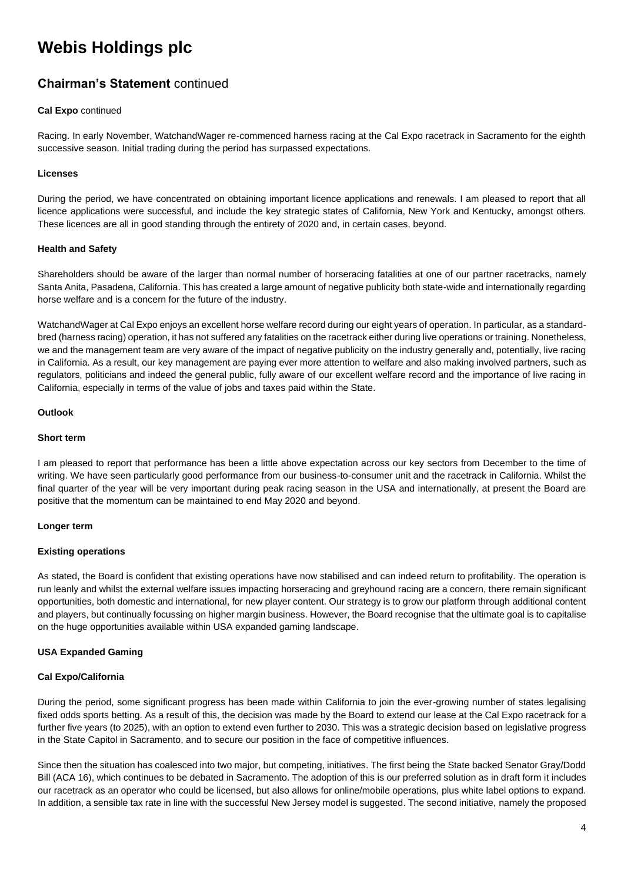# Webis Holdings plc

## Chairman's Statement continued

**Cal Expo** continued

Racing. In early November, WatchandWager re-commenced harness racing at the Cal Expo racetrack in Sacramento for the eighth successive season. Initial trading during the period has surpassed expectations.

**Licenses**

During the period, we have concentrated on obtaining important licence applications and renewals. I am pleased to report that all licence applications were successful, and include the key strategic states of California, New York and Kentucky, amongst others. These licences are all in good standing through the entirety of 2020 and, in certain cases, beyond.

**Health and Safety**

Shareholders should be aware of the larger than normal number of horseracing fatalities at one of our partner racetracks, namely Santa Anita, Pasadena, California. This has created a large amount of negative publicity both state-wide and internationally regarding horse welfare and is a concern for the future of the industry.

WatchandWager at Cal Expo enjoys an excellent horse welfare record during our eight years of operation. In particular, as a standard-bred (harness racing) operation, it has not suffered any fatalities on the racetrack either during live operations or training. Nonetheless, we and the management team are very aware of the impact of negative publicity on the industry generally and, potentially, live racing in California. As a result, our key management are paying ever more attention to welfare and also making involved partners, such as regulators, politicians and indeed the general public, fully aware of our excellent welfare record and the importance of live racing in California, especially in terms of the value of jobs and taxes paid within the State.

**Outlook**

**Short term**

I am pleased to report that performance has been a little above expectation across our key sectors from December to the time of writing. We have seen particularly good performance from our business-to-consumer unit and the racetrack in California. Whilst the final quarter of the year will be very important during peak racing season in the USA and internationally, at present the Board are positive that the momentum can be maintained to end May 2020 and beyond.

**Longer term**

**Existing operations**

As stated, the Board is confident that existing operations have now stabilised and can indeed return to profitability. The operation is run leanly and whilst the external welfare issues impacting horseracing and greyhound racing are a concern, there remain significant opportunities, both domestic and international, for new player content. Our strategy is to grow our platform through additional content and players, but continually focussing on higher margin business. However, the Board recognise that the ultimate goal is to capitalise on the huge opportunities available within USA expanded gaming landscape.

**USA Expanded Gaming**

**Cal Expo/California**

During the period, some significant progress has been made within California to join the ever-growing number of states legalising fixed odds sports betting. As a result of this, the decision was made by the Board to extend our lease at the Cal Expo racetrack for a further five years (to 2025), with an option to extend even further to 2030. This was a strategic decision based on legislative progress in the State Capitol in Sacramento, and to secure our position in the face of competitive influences.

Since then the situation has coalesced into two major, but competing, initiatives. The first being the State backed Senator Gray/Dodd Bill (ACA 16), which continues to be debated in Sacramento. The adoption of this is our preferred solution as in draft form it includes our racetrack as an operator who could be licensed, but also allows for online/mobile operations, plus white label options to expand. In addition, a sensible tax rate in line with the successful New Jersey model is suggested. The second initiative, namely the proposed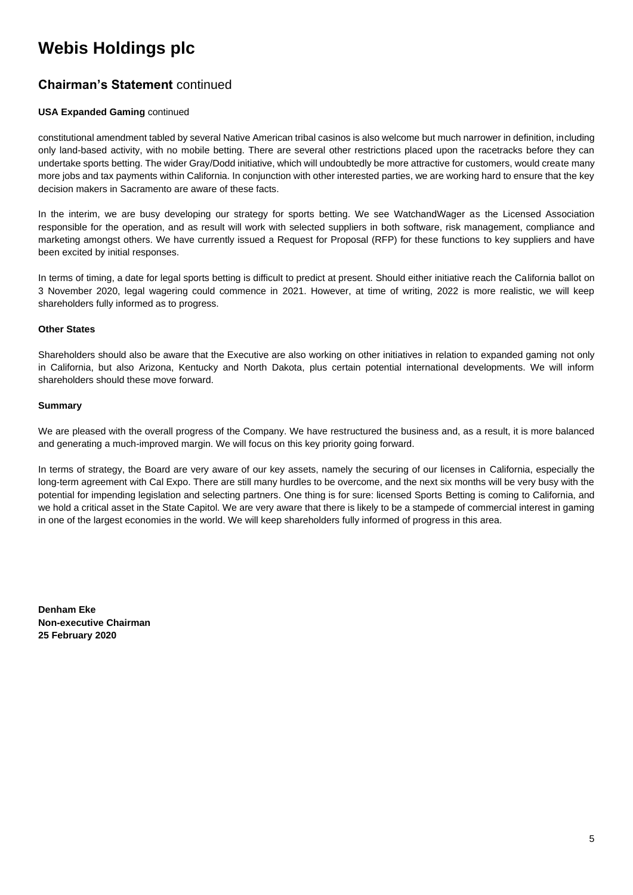# Webis Holdings plc

## Chairman's Statement continued

**USA Expanded Gaming** continued

constitutional amendment tabled by several Native American tribal casinos is also welcome but much narrower in definition, including only land-based activity, with no mobile betting. There are several other restrictions placed upon the racetracks before they can undertake sports betting. The wider Gray/Dodd initiative, which will undoubtedly be more attractive for customers, would create many more jobs and tax payments within California. In conjunction with other interested parties, we are working hard to ensure that the key decision makers in Sacramento are aware of these facts.

In the interim, we are busy developing our strategy for sports betting. We see WatchandWager as the Licensed Association responsible for the operation, and as result will work with selected suppliers in both software, risk management, compliance and marketing amongst others. We have currently issued a Request for Proposal (RFP) for these functions to key suppliers and have been excited by initial responses.

In terms of timing, a date for legal sports betting is difficult to predict at present. Should either initiative reach the California ballot on 3 November 2020, legal wagering could commence in 2021. However, at time of writing, 2022 is more realistic, we will keep shareholders fully informed as to progress.

**Other States**

Shareholders should also be aware that the Executive are also working on other initiatives in relation to expanded gaming not only in California, but also Arizona, Kentucky and North Dakota, plus certain potential international developments. We will inform shareholders should these move forward.

**Summary**

We are pleased with the overall progress of the Company. We have restructured the business and, as a result, it is more balanced and generating a much-improved margin. We will focus on this key priority going forward.

In terms of strategy, the Board are very aware of our key assets, namely the securing of our licenses in California, especially the long-term agreement with Cal Expo. There are still many hurdles to be overcome, and the next six months will be very busy with the potential for impending legislation and selecting partners. One thing is for sure: licensed Sports Betting is coming to California, and we hold a critical asset in the State Capitol. We are very aware that there is likely to be a stampede of commercial interest in gaming in one of the largest economies in the world. We will keep shareholders fully informed of progress in this area.

**Denham Eke**
**Non-executive Chairman**
**25 February 2020**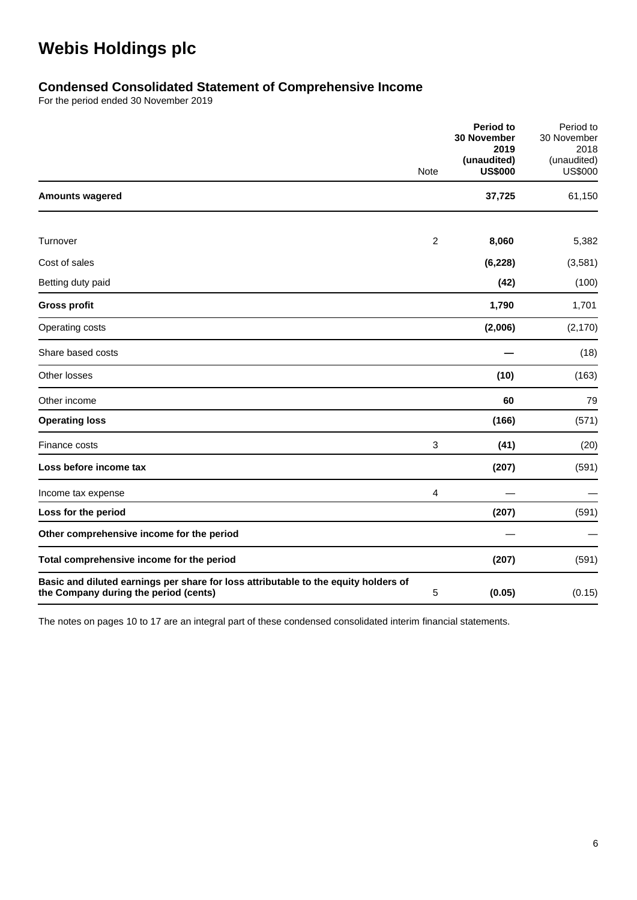# Webis Holdings plc

## Condensed Consolidated Statement of Comprehensive Income

For the period ended 30 November 2019

| | Note | **Period to 30 November 2019 (unaudited) US$000** | Period to 30 November 2018 (unaudited) US$000 |
|---|---|---|---|
| **Amounts wagered** | | **37,725** | 61,150 |
| Turnover | 2 | **8,060** | 5,382 |
| Cost of sales | | **(6,228)** | (3,581) |
| Betting duty paid | | **(42)** | (100) |
| **Gross profit** | | **1,790** | 1,701 |
| Operating costs | | **(2,006)** | (2,170) |
| Share based costs | | **—** | (18) |
| Other losses | | **(10)** | (163) |
| Other income | | **60** | 79 |
| **Operating loss** | | **(166)** | (571) |
| Finance costs | 3 | **(41)** | (20) |
| **Loss before income tax** | | **(207)** | (591) |
| Income tax expense | 4 | — | — |
| **Loss for the period** | | **(207)** | (591) |
| **Other comprehensive income for the period** | | — | — |
| **Total comprehensive income for the period** | | **(207)** | (591) |
| **Basic and diluted earnings per share for loss attributable to the equity holders of the Company during the period (cents)** | 5 | **(0.05)** | (0.15) |

The notes on pages 10 to 17 are an integral part of these condensed consolidated interim financial statements.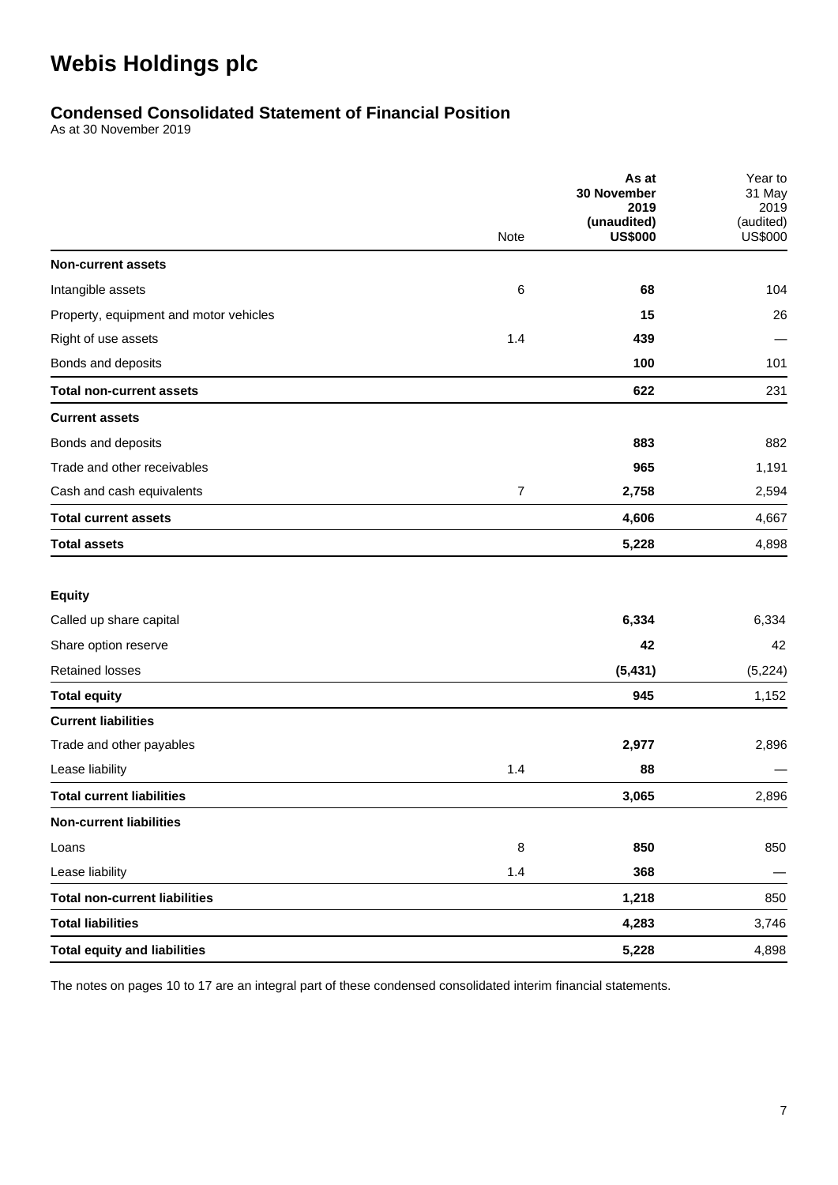# Webis Holdings plc

## Condensed Consolidated Statement of Financial Position

As at 30 November 2019

| | Note | **As at 30 November 2019 (unaudited) US$000** | Year to 31 May 2019 (audited) US$000 |
|---|---|---|---|
| **Non-current assets** | | | |
| Intangible assets | 6 | **68** | 104 |
| Property, equipment and motor vehicles | | **15** | 26 |
| Right of use assets | 1.4 | **439** | — |
| Bonds and deposits | | **100** | 101 |
| **Total non-current assets** | | **622** | 231 |
| **Current assets** | | | |
| Bonds and deposits | | **883** | 882 |
| Trade and other receivables | | **965** | 1,191 |
| Cash and cash equivalents | 7 | **2,758** | 2,594 |
| **Total current assets** | | **4,606** | 4,667 |
| **Total assets** | | **5,228** | 4,898 |
| | | | |
| **Equity** | | | |
| Called up share capital | | **6,334** | 6,334 |
| Share option reserve | | **42** | 42 |
| Retained losses | | **(5,431)** | (5,224) |
| **Total equity** | | **945** | 1,152 |
| **Current liabilities** | | | |
| Trade and other payables | | **2,977** | 2,896 |
| Lease liability | 1.4 | **88** | — |
| **Total current liabilities** | | **3,065** | 2,896 |
| **Non-current liabilities** | | | |
| Loans | 8 | **850** | 850 |
| Lease liability | 1.4 | **368** | — |
| **Total non-current liabilities** | | **1,218** | 850 |
| **Total liabilities** | | **4,283** | 3,746 |
| **Total equity and liabilities** | | **5,228** | 4,898 |

The notes on pages 10 to 17 are an integral part of these condensed consolidated interim financial statements.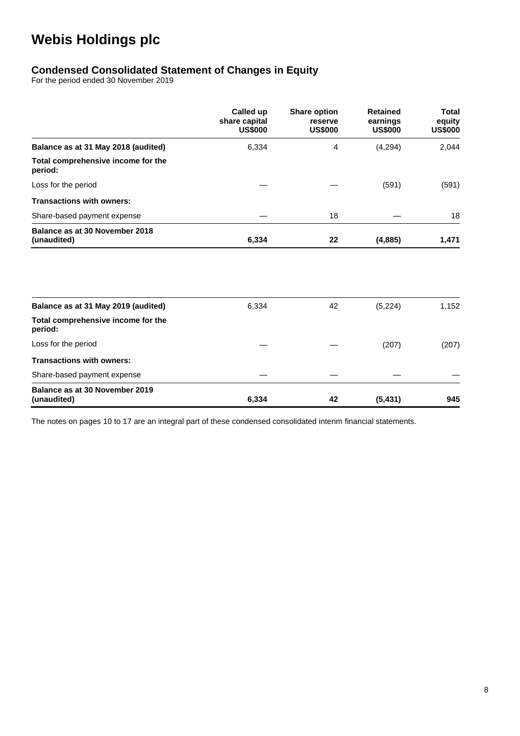# Webis Holdings plc

## Condensed Consolidated Statement of Changes in Equity

For the period ended 30 November 2019

| | Called up share capital US$000 | Share option reserve US$000 | Retained earnings US$000 | Total equity US$000 |
|---|---|---|---|---|
| **Balance as at 31 May 2018 (audited)** | 6,334 | 4 | (4,294) | 2,044 |
| **Total comprehensive income for the period:** | | | | |
| Loss for the period | — | — | (591) | (591) |
| **Transactions with owners:** | | | | |
| Share-based payment expense | — | 18 | — | 18 |
| **Balance as at 30 November 2018 (unaudited)** | **6,334** | **22** | **(4,885)** | **1,471** |

| | Called up share capital US$000 | Share option reserve US$000 | Retained earnings US$000 | Total equity US$000 |
|---|---|---|---|---|
| **Balance as at 31 May 2019 (audited)** | 6,334 | 42 | (5,224) | 1,152 |
| **Total comprehensive income for the period:** | | | | |
| Loss for the period | — | — | (207) | (207) |
| **Transactions with owners:** | | | | |
| Share-based payment expense | — | — | — | — |
| **Balance as at 30 November 2019 (unaudited)** | **6,334** | **42** | **(5,431)** | **945** |

The notes on pages 10 to 17 are an integral part of these condensed consolidated interim financial statements.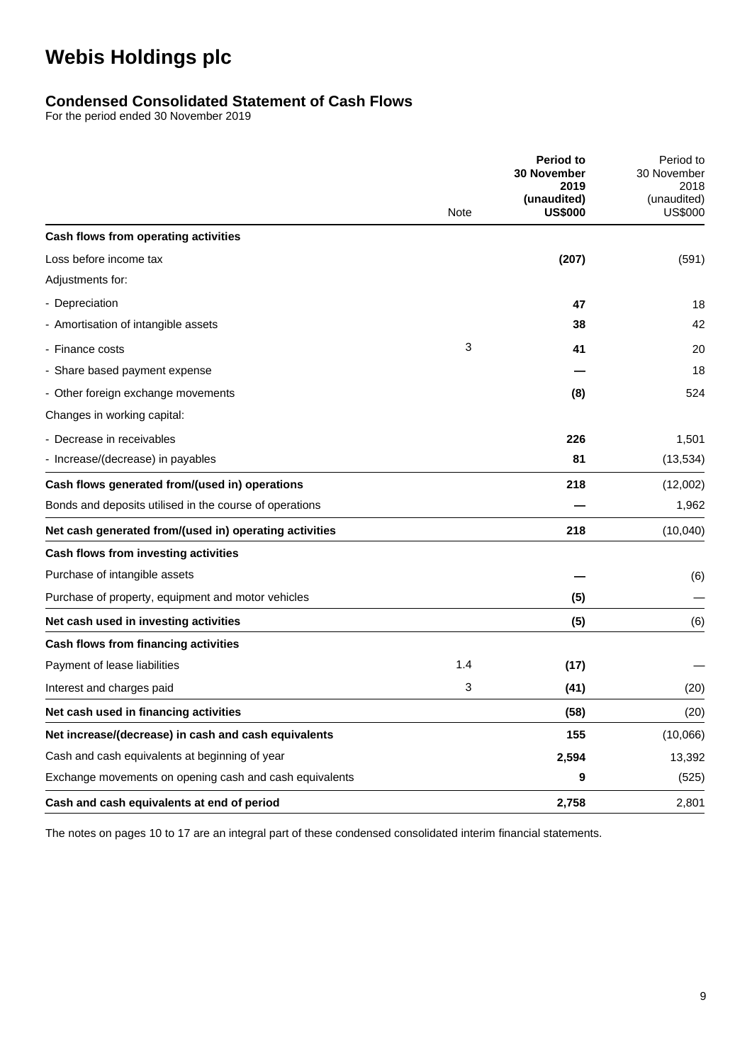# Webis Holdings plc

## Condensed Consolidated Statement of Cash Flows

For the period ended 30 November 2019

| | Note | **Period to 30 November 2019 (unaudited) US$000** | Period to 30 November 2018 (unaudited) US$000 |
|---|---|---|---|
| **Cash flows from operating activities** | | | |
| Loss before income tax | | **(207)** | (591) |
| Adjustments for: | | | |
| - Depreciation | | **47** | 18 |
| - Amortisation of intangible assets | | **38** | 42 |
| - Finance costs | 3 | **41** | 20 |
| - Share based payment expense | | **—** | 18 |
| - Other foreign exchange movements | | **(8)** | 524 |
| Changes in working capital: | | | |
| - Decrease in receivables | | **226** | 1,501 |
| - Increase/(decrease) in payables | | **81** | (13,534) |
| **Cash flows generated from/(used in) operations** | | **218** | (12,002) |
| Bonds and deposits utilised in the course of operations | | **—** | 1,962 |
| **Net cash generated from/(used in) operating activities** | | **218** | (10,040) |
| **Cash flows from investing activities** | | | |
| Purchase of intangible assets | | **—** | (6) |
| Purchase of property, equipment and motor vehicles | | **(5)** | — |
| **Net cash used in investing activities** | | **(5)** | (6) |
| **Cash flows from financing activities** | | | |
| Payment of lease liabilities | 1.4 | **(17)** | — |
| Interest and charges paid | 3 | **(41)** | (20) |
| **Net cash used in financing activities** | | **(58)** | (20) |
| **Net increase/(decrease) in cash and cash equivalents** | | **155** | (10,066) |
| Cash and cash equivalents at beginning of year | | **2,594** | 13,392 |
| Exchange movements on opening cash and cash equivalents | | **9** | (525) |
| **Cash and cash equivalents at end of period** | | **2,758** | 2,801 |

The notes on pages 10 to 17 are an integral part of these condensed consolidated interim financial statements.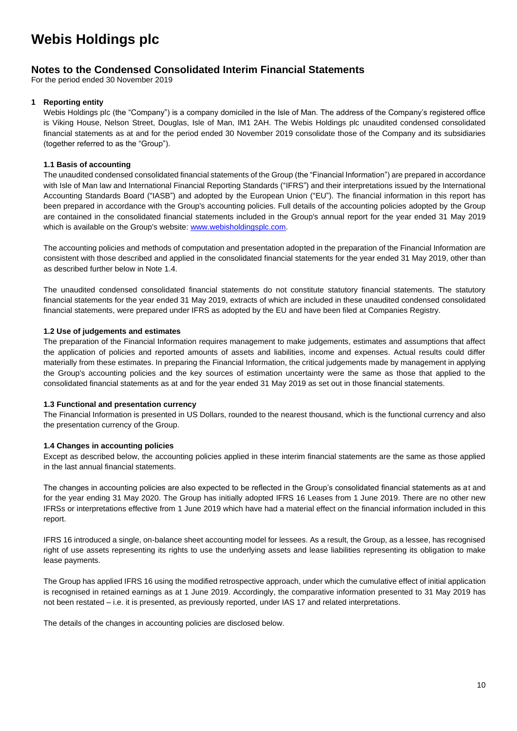# Webis Holdings plc

## Notes to the Condensed Consolidated Interim Financial Statements

For the period ended 30 November 2019

### 1 Reporting entity

Webis Holdings plc (the "Company") is a company domiciled in the Isle of Man. The address of the Company's registered office is Viking House, Nelson Street, Douglas, Isle of Man, IM1 2AH. The Webis Holdings plc unaudited condensed consolidated financial statements as at and for the period ended 30 November 2019 consolidate those of the Company and its subsidiaries (together referred to as the "Group").

#### 1.1 Basis of accounting

The unaudited condensed consolidated financial statements of the Group (the "Financial Information") are prepared in accordance with Isle of Man law and International Financial Reporting Standards ("IFRS") and their interpretations issued by the International Accounting Standards Board ("IASB") and adopted by the European Union ("EU"). The financial information in this report has been prepared in accordance with the Group's accounting policies. Full details of the accounting policies adopted by the Group are contained in the consolidated financial statements included in the Group's annual report for the year ended 31 May 2019 which is available on the Group's website: www.webisholdingsplc.com.

The accounting policies and methods of computation and presentation adopted in the preparation of the Financial Information are consistent with those described and applied in the consolidated financial statements for the year ended 31 May 2019, other than as described further below in Note 1.4.

The unaudited condensed consolidated financial statements do not constitute statutory financial statements. The statutory financial statements for the year ended 31 May 2019, extracts of which are included in these unaudited condensed consolidated financial statements, were prepared under IFRS as adopted by the EU and have been filed at Companies Registry.

#### 1.2 Use of judgements and estimates

The preparation of the Financial Information requires management to make judgements, estimates and assumptions that affect the application of policies and reported amounts of assets and liabilities, income and expenses. Actual results could differ materially from these estimates. In preparing the Financial Information, the critical judgements made by management in applying the Group's accounting policies and the key sources of estimation uncertainty were the same as those that applied to the consolidated financial statements as at and for the year ended 31 May 2019 as set out in those financial statements.

#### 1.3 Functional and presentation currency

The Financial Information is presented in US Dollars, rounded to the nearest thousand, which is the functional currency and also the presentation currency of the Group.

#### 1.4 Changes in accounting policies

Except as described below, the accounting policies applied in these interim financial statements are the same as those applied in the last annual financial statements.

The changes in accounting policies are also expected to be reflected in the Group's consolidated financial statements as at and for the year ending 31 May 2020. The Group has initially adopted IFRS 16 Leases from 1 June 2019. There are no other new IFRSs or interpretations effective from 1 June 2019 which have had a material effect on the financial information included in this report.

IFRS 16 introduced a single, on-balance sheet accounting model for lessees. As a result, the Group, as a lessee, has recognised right of use assets representing its rights to use the underlying assets and lease liabilities representing its obligation to make lease payments.

The Group has applied IFRS 16 using the modified retrospective approach, under which the cumulative effect of initial application is recognised in retained earnings as at 1 June 2019. Accordingly, the comparative information presented to 31 May 2019 has not been restated – i.e. it is presented, as previously reported, under IAS 17 and related interpretations.

The details of the changes in accounting policies are disclosed below.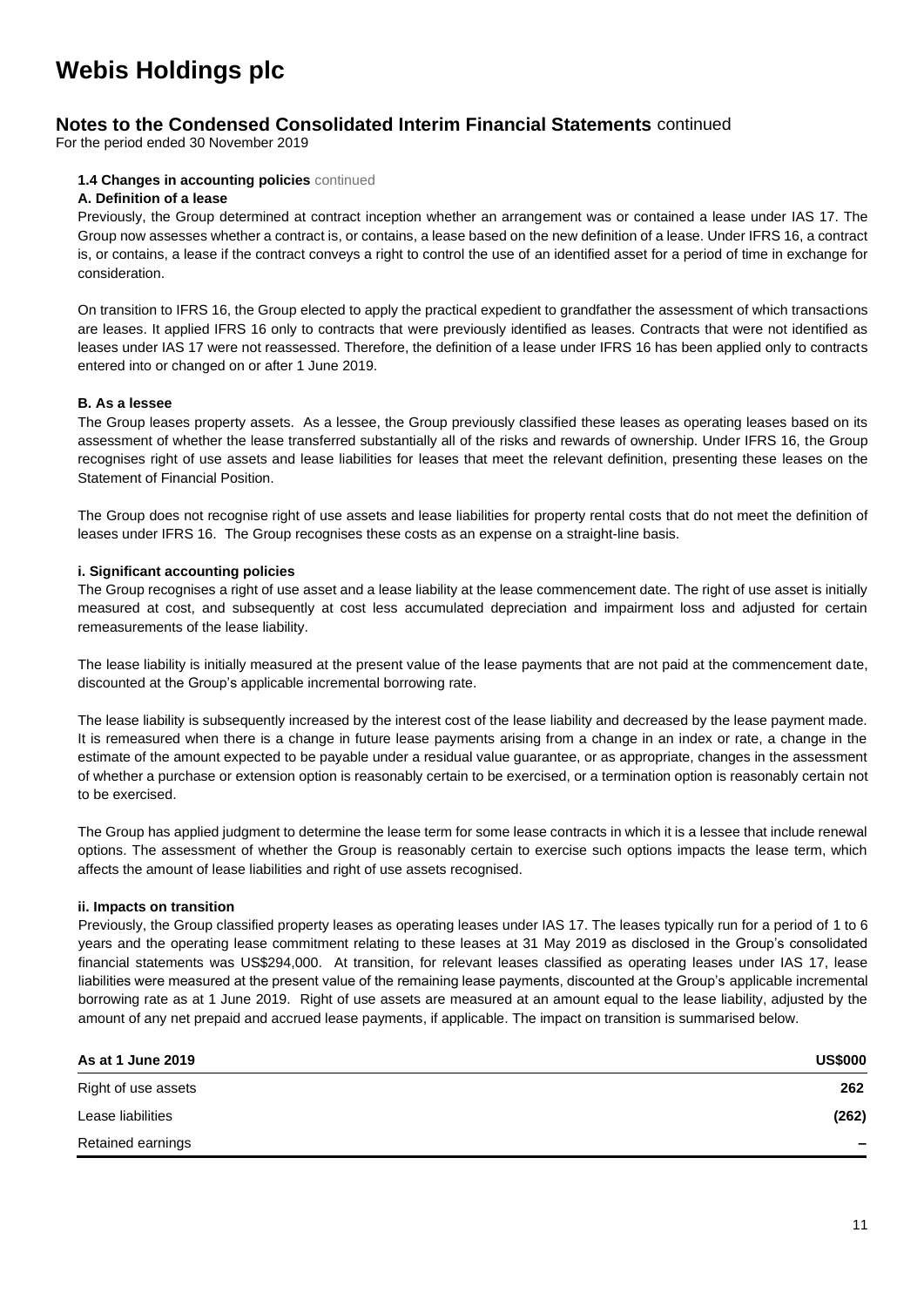# Webis Holdings plc

## Notes to the Condensed Consolidated Interim Financial Statements continued

For the period ended 30 November 2019

**1.4 Changes in accounting policies** continued

**A. Definition of a lease**

Previously, the Group determined at contract inception whether an arrangement was or contained a lease under IAS 17. The Group now assesses whether a contract is, or contains, a lease based on the new definition of a lease. Under IFRS 16, a contract is, or contains, a lease if the contract conveys a right to control the use of an identified asset for a period of time in exchange for consideration.

On transition to IFRS 16, the Group elected to apply the practical expedient to grandfather the assessment of which transactions are leases. It applied IFRS 16 only to contracts that were previously identified as leases. Contracts that were not identified as leases under IAS 17 were not reassessed. Therefore, the definition of a lease under IFRS 16 has been applied only to contracts entered into or changed on or after 1 June 2019.

**B. As a lessee**

The Group leases property assets. As a lessee, the Group previously classified these leases as operating leases based on its assessment of whether the lease transferred substantially all of the risks and rewards of ownership. Under IFRS 16, the Group recognises right of use assets and lease liabilities for leases that meet the relevant definition, presenting these leases on the Statement of Financial Position.

The Group does not recognise right of use assets and lease liabilities for property rental costs that do not meet the definition of leases under IFRS 16. The Group recognises these costs as an expense on a straight-line basis.

**i. Significant accounting policies**

The Group recognises a right of use asset and a lease liability at the lease commencement date. The right of use asset is initially measured at cost, and subsequently at cost less accumulated depreciation and impairment loss and adjusted for certain remeasurements of the lease liability.

The lease liability is initially measured at the present value of the lease payments that are not paid at the commencement date, discounted at the Group's applicable incremental borrowing rate.

The lease liability is subsequently increased by the interest cost of the lease liability and decreased by the lease payment made. It is remeasured when there is a change in future lease payments arising from a change in an index or rate, a change in the estimate of the amount expected to be payable under a residual value guarantee, or as appropriate, changes in the assessment of whether a purchase or extension option is reasonably certain to be exercised, or a termination option is reasonably certain not to be exercised.

The Group has applied judgment to determine the lease term for some lease contracts in which it is a lessee that include renewal options. The assessment of whether the Group is reasonably certain to exercise such options impacts the lease term, which affects the amount of lease liabilities and right of use assets recognised.

**ii. Impacts on transition**

Previously, the Group classified property leases as operating leases under IAS 17. The leases typically run for a period of 1 to 6 years and the operating lease commitment relating to these leases at 31 May 2019 as disclosed in the Group's consolidated financial statements was US$294,000. At transition, for relevant leases classified as operating leases under IAS 17, lease liabilities were measured at the present value of the remaining lease payments, discounted at the Group's applicable incremental borrowing rate as at 1 June 2019. Right of use assets are measured at an amount equal to the lease liability, adjusted by the amount of any net prepaid and accrued lease payments, if applicable. The impact on transition is summarised below.

| As at 1 June 2019 | US$000 |
|---|---|
| Right of use assets | **262** |
| Lease liabilities | **(262)** |
| Retained earnings | **–** |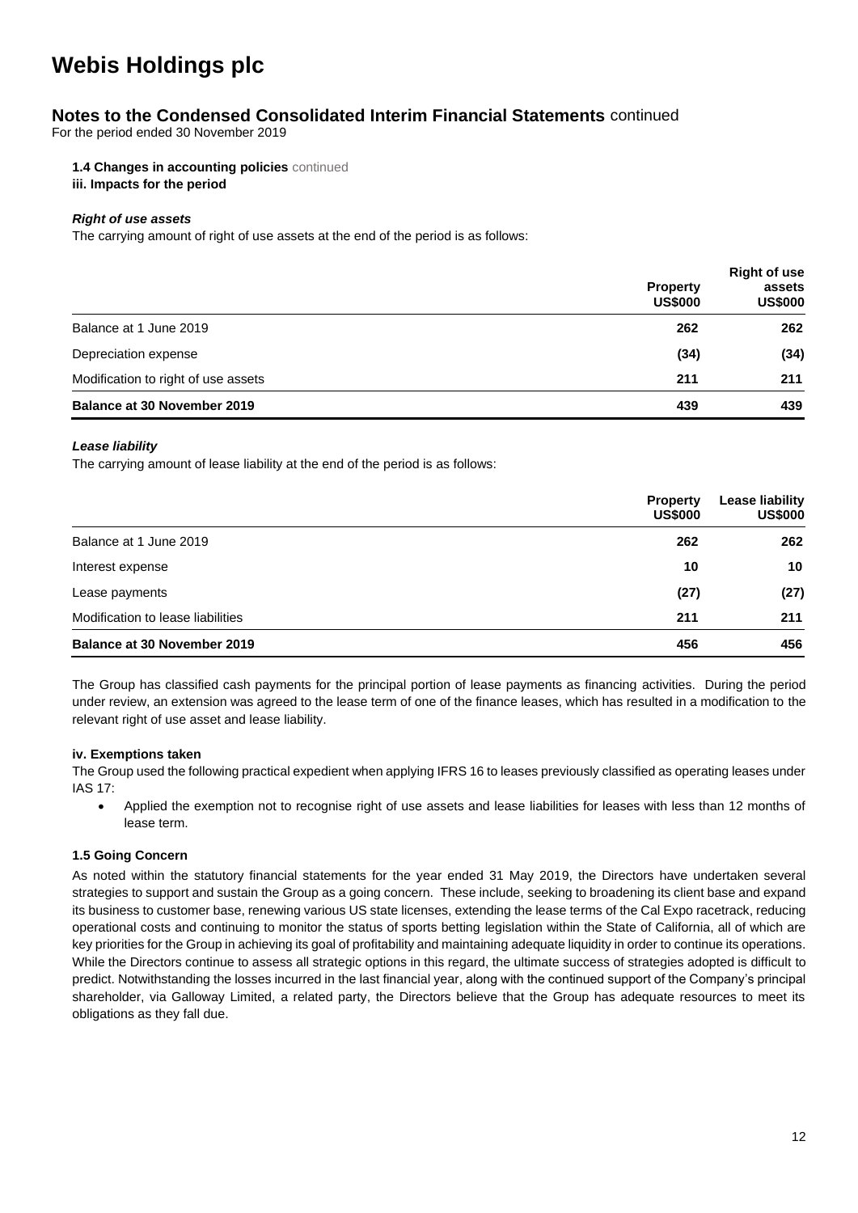# Webis Holdings plc

## Notes to the Condensed Consolidated Interim Financial Statements continued

For the period ended 30 November 2019

**1.4 Changes in accounting policies** continued

**iii. Impacts for the period**

***Right of use assets***

The carrying amount of right of use assets at the end of the period is as follows:

| | Property US$000 | Right of use assets US$000 |
|---|---|---|
| Balance at 1 June 2019 | 262 | 262 |
| Depreciation expense | (34) | (34) |
| Modification to right of use assets | 211 | 211 |
| **Balance at 30 November 2019** | 439 | 439 |

***Lease liability***

The carrying amount of lease liability at the end of the period is as follows:

| | Property US$000 | Lease liability US$000 |
|---|---|---|
| Balance at 1 June 2019 | 262 | 262 |
| Interest expense | 10 | 10 |
| Lease payments | (27) | (27) |
| Modification to lease liabilities | 211 | 211 |
| **Balance at 30 November 2019** | 456 | 456 |

The Group has classified cash payments for the principal portion of lease payments as financing activities. During the period under review, an extension was agreed to the lease term of one of the finance leases, which has resulted in a modification to the relevant right of use asset and lease liability.

**iv. Exemptions taken**

The Group used the following practical expedient when applying IFRS 16 to leases previously classified as operating leases under IAS 17:

- Applied the exemption not to recognise right of use assets and lease liabilities for leases with less than 12 months of lease term.

**1.5 Going Concern**

As noted within the statutory financial statements for the year ended 31 May 2019, the Directors have undertaken several strategies to support and sustain the Group as a going concern. These include, seeking to broadening its client base and expand its business to customer base, renewing various US state licenses, extending the lease terms of the Cal Expo racetrack, reducing operational costs and continuing to monitor the status of sports betting legislation within the State of California, all of which are key priorities for the Group in achieving its goal of profitability and maintaining adequate liquidity in order to continue its operations. While the Directors continue to assess all strategic options in this regard, the ultimate success of strategies adopted is difficult to predict. Notwithstanding the losses incurred in the last financial year, along with the continued support of the Company's principal shareholder, via Galloway Limited, a related party, the Directors believe that the Group has adequate resources to meet its obligations as they fall due.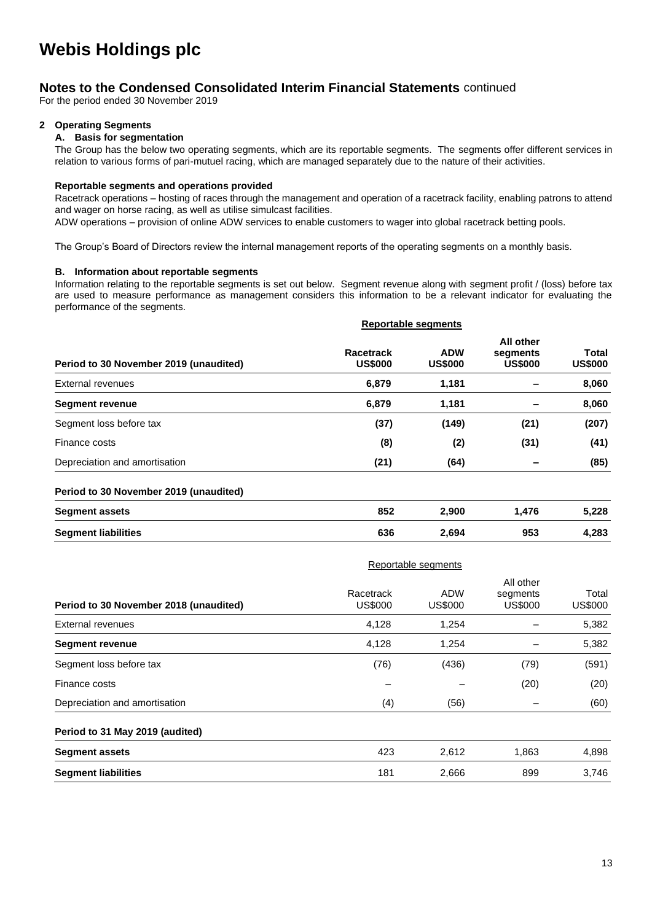# Webis Holdings plc

## Notes to the Condensed Consolidated Interim Financial Statements continued

For the period ended 30 November 2019

### 2 Operating Segments

#### A. Basis for segmentation

The Group has the below two operating segments, which are its reportable segments. The segments offer different services in relation to various forms of pari-mutuel racing, which are managed separately due to the nature of their activities.

**Reportable segments and operations provided**

Racetrack operations – hosting of races through the management and operation of a racetrack facility, enabling patrons to attend and wager on horse racing, as well as utilise simulcast facilities.

ADW operations – provision of online ADW services to enable customers to wager into global racetrack betting pools.

The Group's Board of Directors review the internal management reports of the operating segments on a monthly basis.

#### B. Information about reportable segments

Information relating to the reportable segments is set out below. Segment revenue along with segment profit / (loss) before tax are used to measure performance as management considers this information to be a relevant indicator for evaluating the performance of the segments.

| | **Reportable segments** | | | |
|---|---|---|---|---|
| **Period to 30 November 2019 (unaudited)** | **Racetrack US$000** | **ADW US$000** | **All other segments US$000** | **Total US$000** |
| External revenues | **6,879** | **1,181** | **–** | **8,060** |
| **Segment revenue** | **6,879** | **1,181** | **–** | **8,060** |
| Segment loss before tax | **(37)** | **(149)** | **(21)** | **(207)** |
| Finance costs | **(8)** | **(2)** | **(31)** | **(41)** |
| Depreciation and amortisation | **(21)** | **(64)** | **–** | **(85)** |
| **Period to 30 November 2019 (unaudited)** | | | | |
| **Segment assets** | **852** | **2,900** | **1,476** | **5,228** |
| **Segment liabilities** | **636** | **2,694** | **953** | **4,283** |

| | Reportable segments | | | |
|---|---|---|---|---|
| **Period to 30 November 2018 (unaudited)** | Racetrack US$000 | ADW US$000 | All other segments US$000 | Total US$000 |
| External revenues | 4,128 | 1,254 | – | 5,382 |
| **Segment revenue** | 4,128 | 1,254 | – | 5,382 |
| Segment loss before tax | (76) | (436) | (79) | (591) |
| Finance costs | – | – | (20) | (20) |
| Depreciation and amortisation | (4) | (56) | – | (60) |
| **Period to 31 May 2019 (audited)** | | | | |
| **Segment assets** | 423 | 2,612 | 1,863 | 4,898 |
| **Segment liabilities** | 181 | 2,666 | 899 | 3,746 |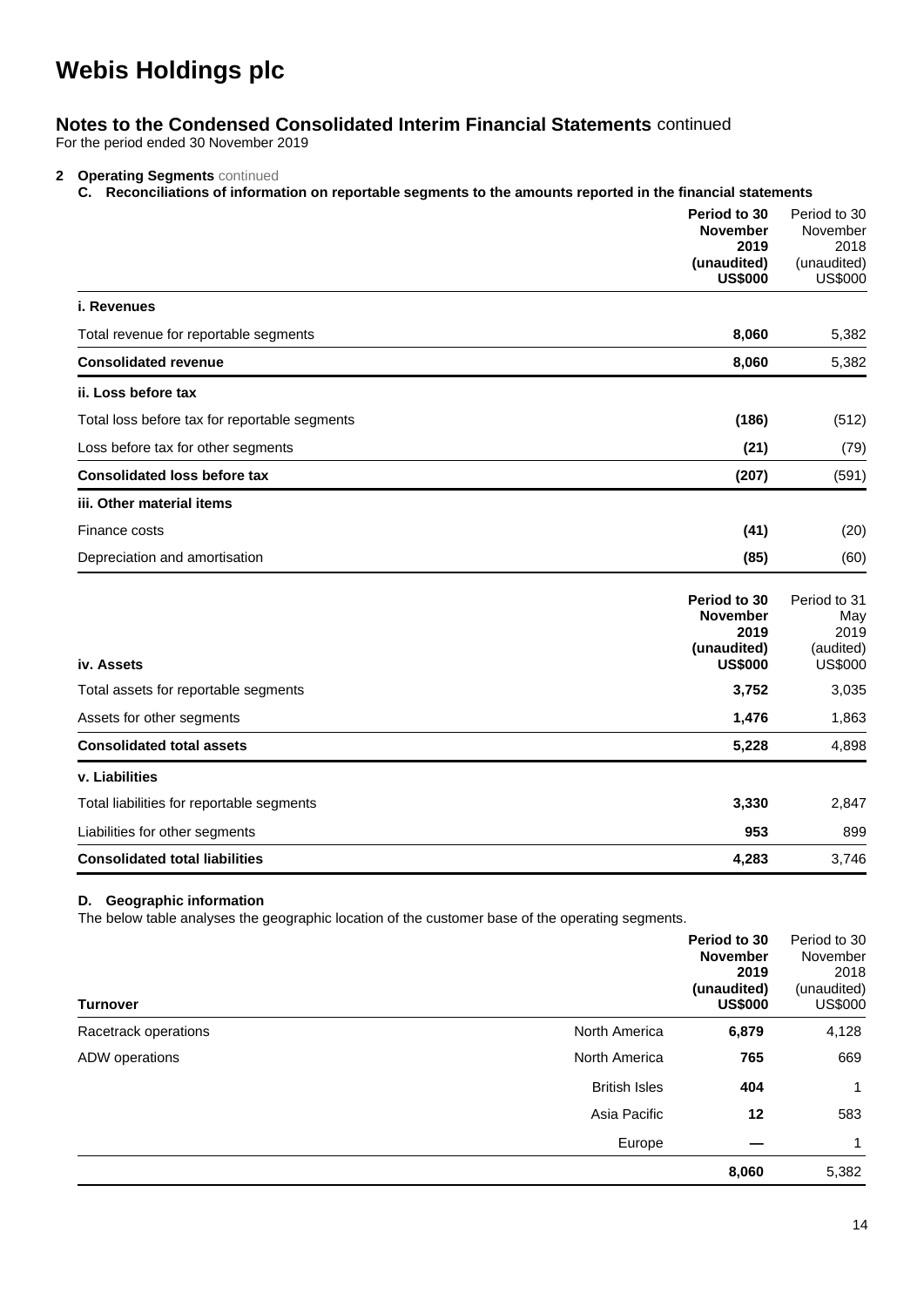# Webis Holdings plc

## Notes to the Condensed Consolidated Interim Financial Statements continued

For the period ended 30 November 2019

**2 Operating Segments** continued

**C. Reconciliations of information on reportable segments to the amounts reported in the financial statements**

| | **Period to 30 November 2019 (unaudited) US$000** | Period to 30 November 2018 (unaudited) US$000 |
|---|---|---|
| ***i. Revenues*** | | |
| Total revenue for reportable segments | **8,060** | 5,382 |
| **Consolidated revenue** | **8,060** | 5,382 |
| **ii. Loss before tax** | | |
| Total loss before tax for reportable segments | **(186)** | (512) |
| Loss before tax for other segments | **(21)** | (79) |
| **Consolidated loss before tax** | **(207)** | (591) |
| **iii. Other material items** | | |
| Finance costs | **(41)** | (20) |
| Depreciation and amortisation | **(85)** | (60) |

| **iv. Assets** | **Period to 30 November 2019 (unaudited) US$000** | Period to 31 May 2019 (audited) US$000 |
|---|---|---|
| Total assets for reportable segments | **3,752** | 3,035 |
| Assets for other segments | **1,476** | 1,863 |
| **Consolidated total assets** | **5,228** | 4,898 |
| **v. Liabilities** | | |
| Total liabilities for reportable segments | **3,330** | 2,847 |
| Liabilities for other segments | **953** | 899 |
| **Consolidated total liabilities** | **4,283** | 3,746 |

**D. Geographic information**

The below table analyses the geographic location of the customer base of the operating segments.

| **Turnover** | | **Period to 30 November 2019 (unaudited) US$000** | Period to 30 November 2018 (unaudited) US$000 |
|---|---|---|---|
| Racetrack operations | North America | **6,879** | 4,128 |
| ADW operations | North America | **765** | 669 |
| | British Isles | **404** | 1 |
| | Asia Pacific | **12** | 583 |
| | Europe | **—** | 1 |
| | | **8,060** | 5,382 |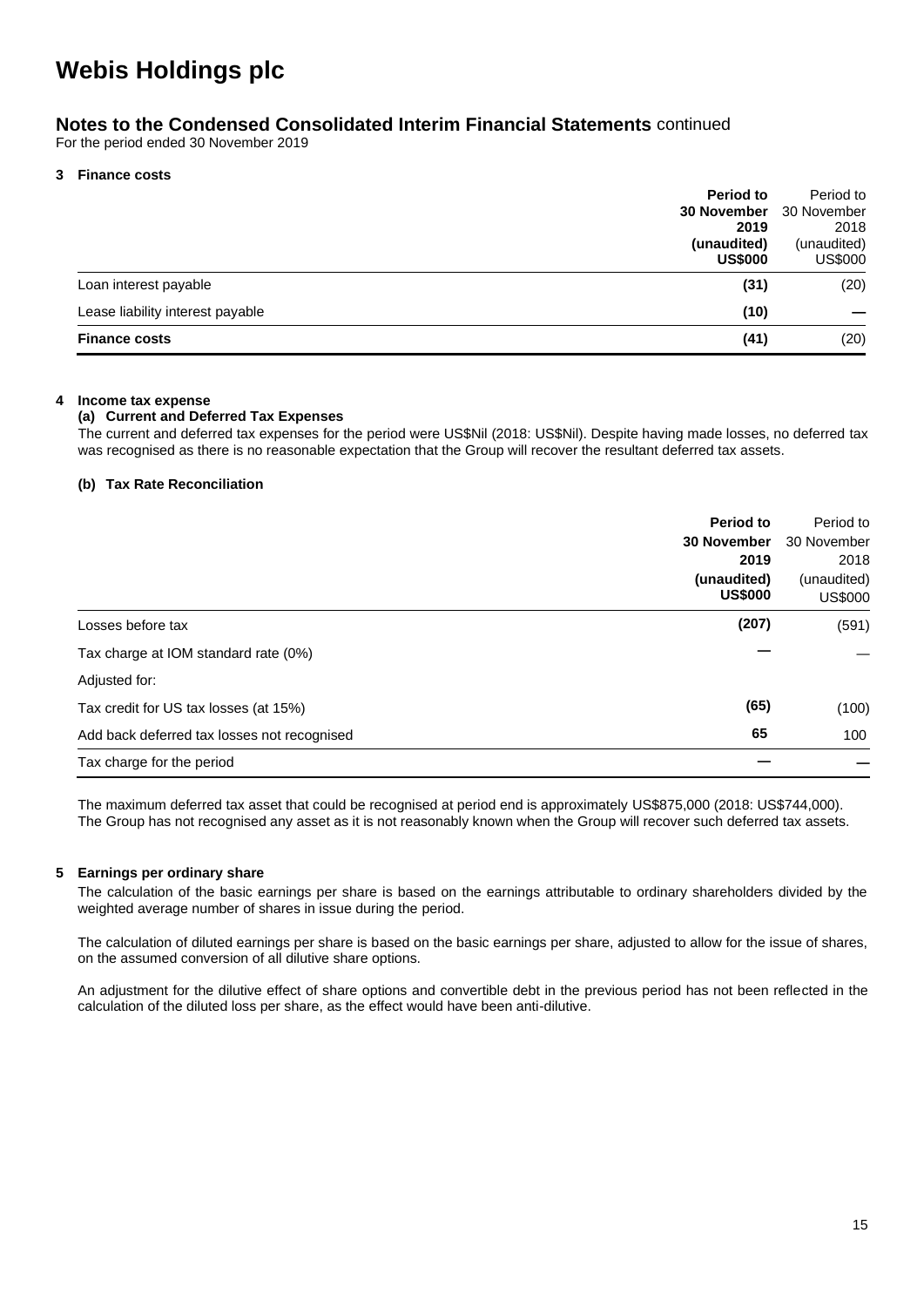# Webis Holdings plc

## Notes to the Condensed Consolidated Interim Financial Statements continued

For the period ended 30 November 2019

### 3 Finance costs

| | **Period to 30 November 2019 (unaudited) US$000** | Period to 30 November 2018 (unaudited) US$000 |
|---|---|---|
| Loan interest payable | **(31)** | (20) |
| Lease liability interest payable | **(10)** | — |
| **Finance costs** | **(41)** | (20) |

### 4 Income tax expense

#### (a) Current and Deferred Tax Expenses

The current and deferred tax expenses for the period were US$Nil (2018: US$Nil). Despite having made losses, no deferred tax was recognised as there is no reasonable expectation that the Group will recover the resultant deferred tax assets.

#### (b) Tax Rate Reconciliation

| | **Period to 30 November 2019 (unaudited) US$000** | Period to 30 November 2018 (unaudited) US$000 |
|---|---|---|
| Losses before tax | **(207)** | (591) |
| Tax charge at IOM standard rate (0%) | **—** | — |
| Adjusted for: | | |
| Tax credit for US tax losses (at 15%) | **(65)** | (100) |
| Add back deferred tax losses not recognised | **65** | 100 |
| Tax charge for the period | **—** | — |

The maximum deferred tax asset that could be recognised at period end is approximately US$875,000 (2018: US$744,000). The Group has not recognised any asset as it is not reasonably known when the Group will recover such deferred tax assets.

### 5 Earnings per ordinary share

The calculation of the basic earnings per share is based on the earnings attributable to ordinary shareholders divided by the weighted average number of shares in issue during the period.

The calculation of diluted earnings per share is based on the basic earnings per share, adjusted to allow for the issue of shares, on the assumed conversion of all dilutive share options.

An adjustment for the dilutive effect of share options and convertible debt in the previous period has not been reflected in the calculation of the diluted loss per share, as the effect would have been anti-dilutive.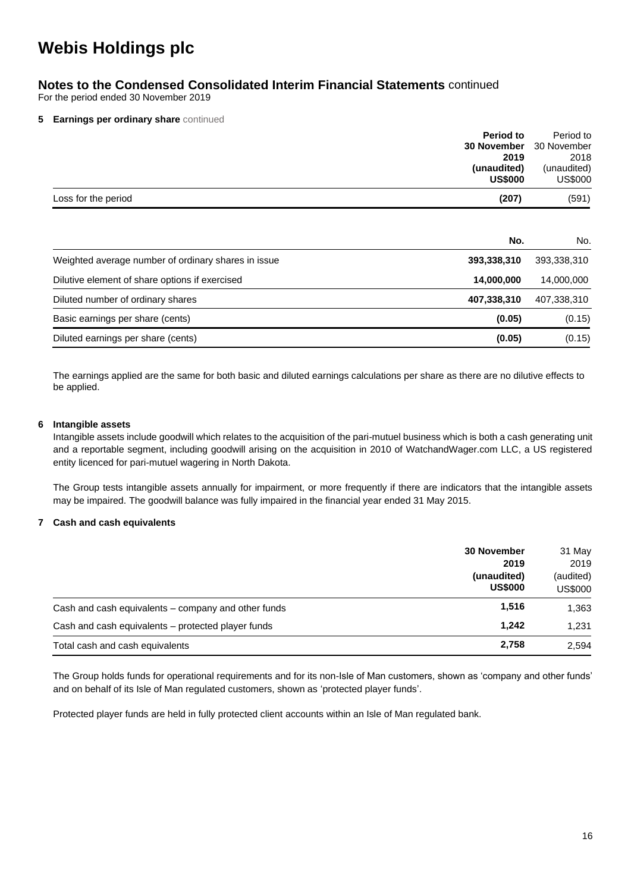# Webis Holdings plc

## Notes to the Condensed Consolidated Interim Financial Statements continued

For the period ended 30 November 2019

### 5 Earnings per ordinary share continued

| | **Period to 30 November 2019 (unaudited) US$000** | Period to 30 November 2018 (unaudited) US$000 |
|---|---|---|
| Loss for the period | **(207)** | (591) |

| | **No.** | No. |
|---|---|---|
| Weighted average number of ordinary shares in issue | **393,338,310** | 393,338,310 |
| Dilutive element of share options if exercised | **14,000,000** | 14,000,000 |
| Diluted number of ordinary shares | **407,338,310** | 407,338,310 |
| Basic earnings per share (cents) | **(0.05)** | (0.15) |
| Diluted earnings per share (cents) | **(0.05)** | (0.15) |

The earnings applied are the same for both basic and diluted earnings calculations per share as there are no dilutive effects to be applied.

### 6 Intangible assets

Intangible assets include goodwill which relates to the acquisition of the pari-mutuel business which is both a cash generating unit and a reportable segment, including goodwill arising on the acquisition in 2010 of WatchandWager.com LLC, a US registered entity licenced for pari-mutuel wagering in North Dakota.

The Group tests intangible assets annually for impairment, or more frequently if there are indicators that the intangible assets may be impaired. The goodwill balance was fully impaired in the financial year ended 31 May 2015.

### 7 Cash and cash equivalents

| | **30 November 2019 (unaudited) US$000** | 31 May 2019 (audited) US$000 |
|---|---|---|
| Cash and cash equivalents – company and other funds | **1,516** | 1,363 |
| Cash and cash equivalents – protected player funds | **1,242** | 1,231 |
| Total cash and cash equivalents | **2,758** | 2,594 |

The Group holds funds for operational requirements and for its non-Isle of Man customers, shown as 'company and other funds' and on behalf of its Isle of Man regulated customers, shown as 'protected player funds'.

Protected player funds are held in fully protected client accounts within an Isle of Man regulated bank.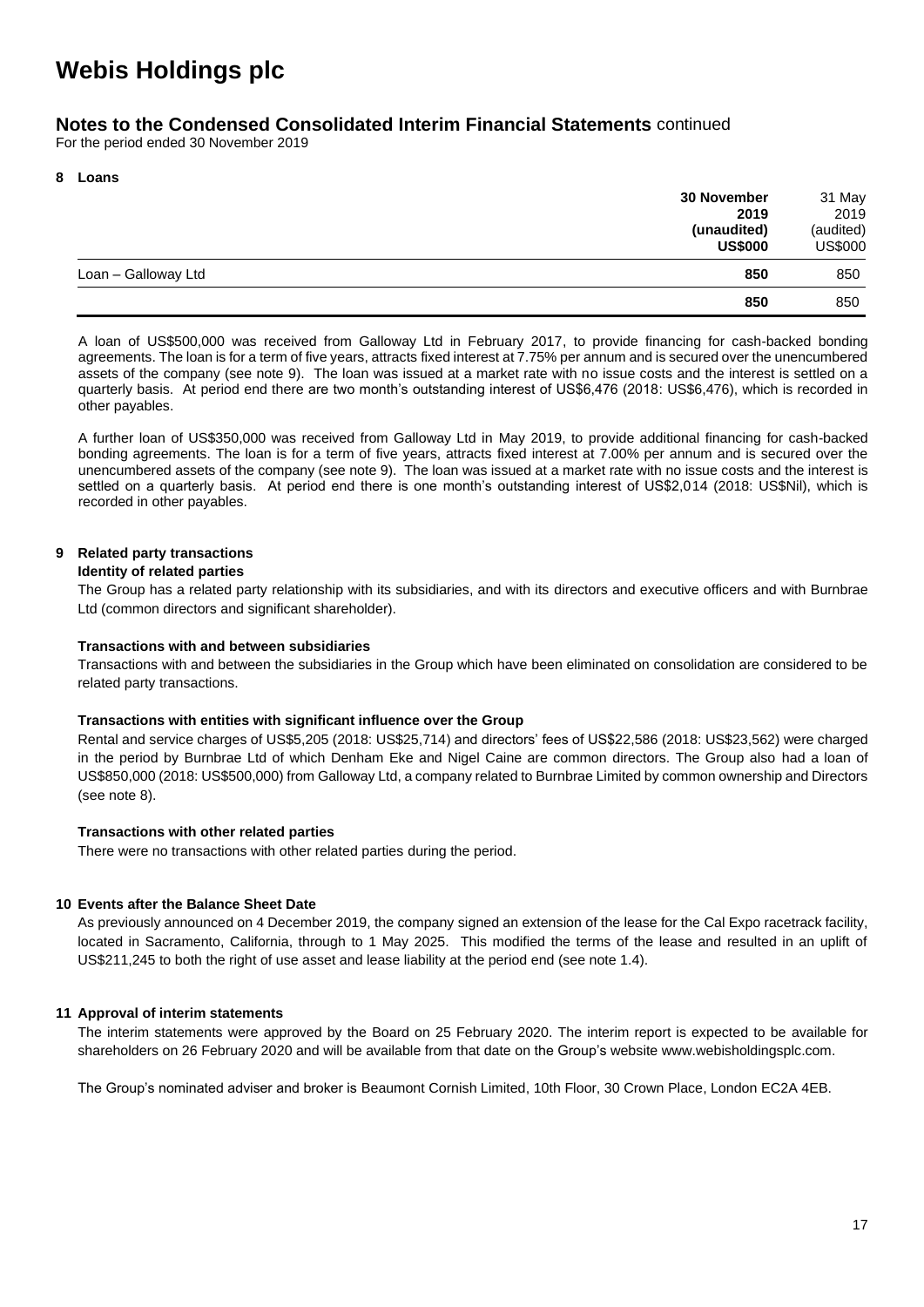# Webis Holdings plc

## Notes to the Condensed Consolidated Interim Financial Statements continued

For the period ended 30 November 2019

### 8 Loans

| | **30 November 2019 (unaudited) US$000** | 31 May 2019 (audited) US$000 |
|---|---|---|
| Loan – Galloway Ltd | **850** | 850 |
| | **850** | 850 |

A loan of US$500,000 was received from Galloway Ltd in February 2017, to provide financing for cash-backed bonding agreements. The loan is for a term of five years, attracts fixed interest at 7.75% per annum and is secured over the unencumbered assets of the company (see note 9). The loan was issued at a market rate with no issue costs and the interest is settled on a quarterly basis. At period end there are two month's outstanding interest of US$6,476 (2018: US$6,476), which is recorded in other payables.

A further loan of US$350,000 was received from Galloway Ltd in May 2019, to provide additional financing for cash-backed bonding agreements. The loan is for a term of five years, attracts fixed interest at 7.00% per annum and is secured over the unencumbered assets of the company (see note 9). The loan was issued at a market rate with no issue costs and the interest is settled on a quarterly basis. At period end there is one month's outstanding interest of US$2,014 (2018: US$Nil), which is recorded in other payables.

### 9 Related party transactions

**Identity of related parties**

The Group has a related party relationship with its subsidiaries, and with its directors and executive officers and with Burnbrae Ltd (common directors and significant shareholder).

**Transactions with and between subsidiaries**

Transactions with and between the subsidiaries in the Group which have been eliminated on consolidation are considered to be related party transactions.

**Transactions with entities with significant influence over the Group**

Rental and service charges of US$5,205 (2018: US$25,714) and directors' fees of US$22,586 (2018: US$23,562) were charged in the period by Burnbrae Ltd of which Denham Eke and Nigel Caine are common directors. The Group also had a loan of US$850,000 (2018: US$500,000) from Galloway Ltd, a company related to Burnbrae Limited by common ownership and Directors (see note 8).

**Transactions with other related parties**

There were no transactions with other related parties during the period.

### 10 Events after the Balance Sheet Date

As previously announced on 4 December 2019, the company signed an extension of the lease for the Cal Expo racetrack facility, located in Sacramento, California, through to 1 May 2025. This modified the terms of the lease and resulted in an uplift of US$211,245 to both the right of use asset and lease liability at the period end (see note 1.4).

### 11 Approval of interim statements

The interim statements were approved by the Board on 25 February 2020. The interim report is expected to be available for shareholders on 26 February 2020 and will be available from that date on the Group's website www.webisholdingsplc.com.

The Group's nominated adviser and broker is Beaumont Cornish Limited, 10th Floor, 30 Crown Place, London EC2A 4EB.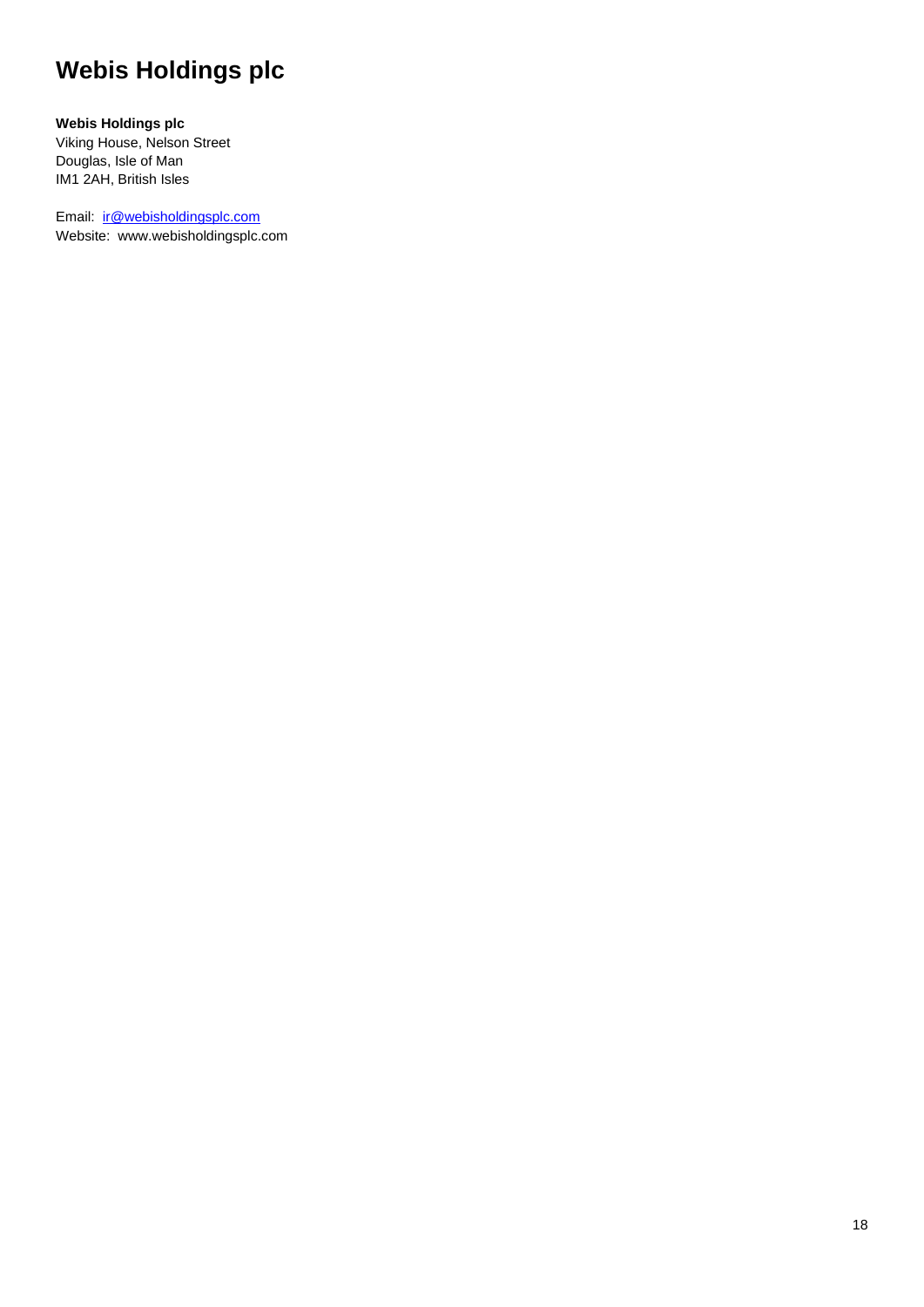# Webis Holdings plc

**Webis Holdings plc**
Viking House, Nelson Street
Douglas, Isle of Man
IM1 2AH, British Isles

Email: ir@webisholdingsplc.com
Website: www.webisholdingsplc.com